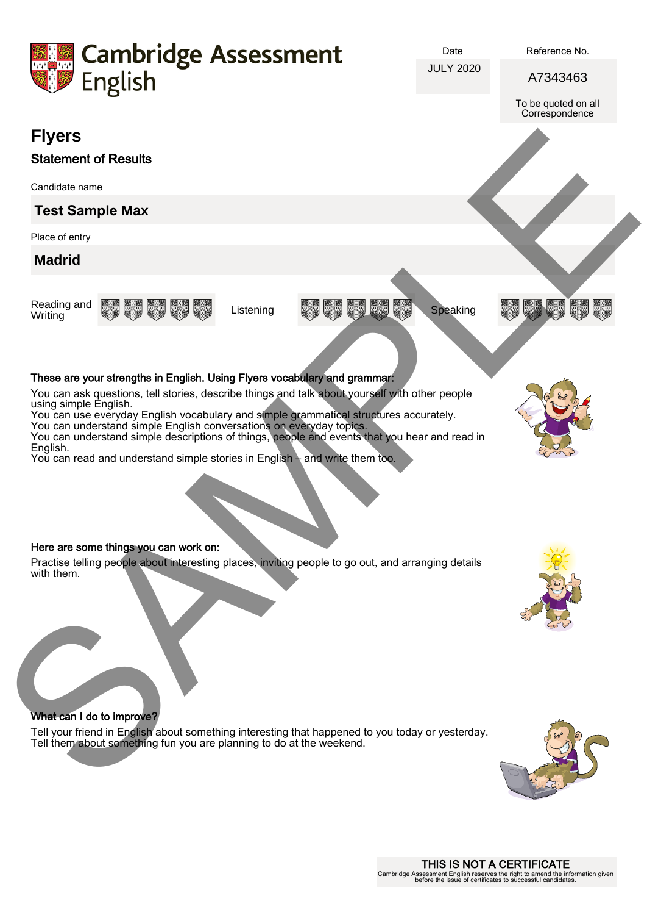Cambridge Assessment English

| Date | Reference No. |
| --- | --- |
| JULY 2020 | A7343463 |
| | To be quoted on all Correspondence |

# Flyers

## Statement of Results

Candidate name

**Test Sample Max**

Place of entry

**Madrid**

Reading and Writing

Listening

Speaking

SAMPLE

### These are your strengths in English. Using Flyers vocabulary and grammar:

You can ask questions, tell stories, describe things and talk about yourself with other people using simple English.
You can use everyday English vocabulary and simple grammatical structures accurately.
You can understand simple English conversations on everyday topics.
You can understand simple descriptions of things, people and events that you hear and read in English.
You can read and understand simple stories in English – and write them too.

### Here are some things you can work on:

Practise telling people about interesting places, inviting people to go out, and arranging details with them.

### What can I do to improve?

Tell your friend in English about something interesting that happened to you today or yesterday.
Tell them about something fun you are planning to do at the weekend.

**THIS IS NOT A CERTIFICATE**

Cambridge Assessment English reserves the right to amend the information given before the issue of certificates to successful candidates.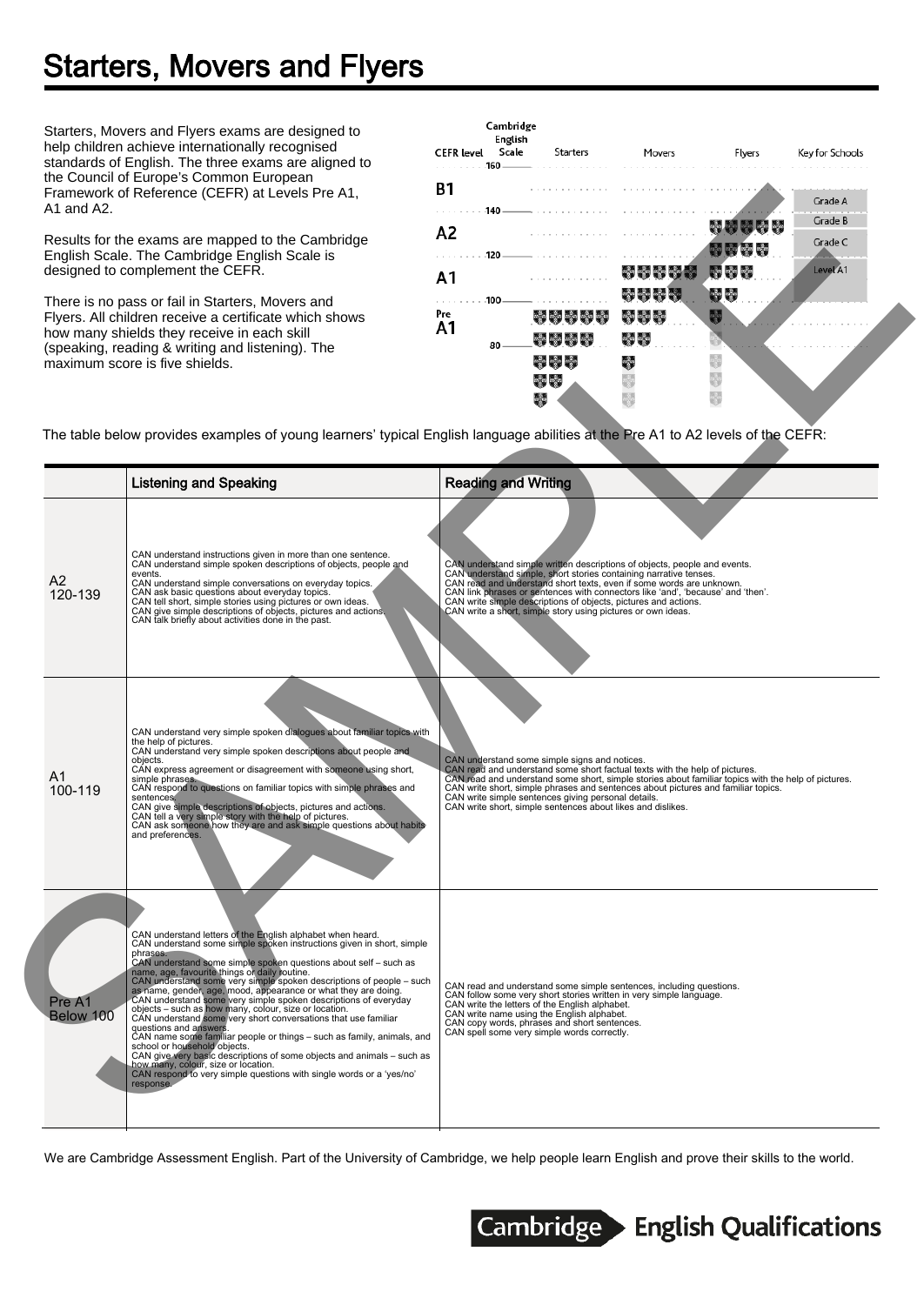# Starters, Movers and Flyers

Starters, Movers and Flyers exams are designed to help children achieve internationally recognised standards of English. The three exams are aligned to the Council of Europe's Common European Framework of Reference (CEFR) at Levels Pre A1, A1 and A2.

Results for the exams are mapped to the Cambridge English Scale. The Cambridge English Scale is designed to complement the CEFR.

There is no pass or fail in Starters, Movers and Flyers. All children receive a certificate which shows how many shields they receive in each skill (speaking, reading & writing and listening). The maximum score is five shields.

CEFR level
Cambridge English Scale
Starters
Movers
Flyers
Key for Schools
160
B1
140
A2
120
A1
100
Pre A1
80
Grade A
Grade B
Grade C
Level A1

The table below provides examples of young learners' typical English language abilities at the Pre A1 to A2 levels of the CEFR:

| | Listening and Speaking | Reading and Writing |
|---|---|---|
| A2 120-139 | CAN understand instructions given in more than one sentence.<br>CAN understand simple spoken descriptions of objects, people and events.<br>CAN understand simple conversations on everyday topics.<br>CAN ask basic questions about everyday topics.<br>CAN tell short, simple stories using pictures or own ideas.<br>CAN give simple descriptions of objects, pictures and actions.<br>CAN talk briefly about activities done in the past. | CAN understand simple written descriptions of objects, people and events.<br>CAN understand simple, short stories containing narrative tenses.<br>CAN read and understand short texts, even if some words are unknown.<br>CAN link phrases or sentences with connectors like 'and', 'because' and 'then'.<br>CAN write simple descriptions of objects, pictures and actions.<br>CAN write a short, simple story using pictures or own ideas. |
| A1 100-119 | CAN understand very simple spoken dialogues about familiar topics with the help of pictures.<br>CAN understand very simple spoken descriptions about people and objects.<br>CAN express agreement or disagreement with someone using short, simple phrases.<br>CAN respond to questions on familiar topics with simple phrases and sentences.<br>CAN give simple descriptions of objects, pictures and actions.<br>CAN tell a very simple story with the help of pictures.<br>CAN ask someone how they are and ask simple questions about habits and preferences. | CAN understand some simple signs and notices.<br>CAN read and understand some short factual texts with the help of pictures.<br>CAN read and understand some short, simple stories about familiar topics with the help of pictures.<br>CAN write short, simple phrases and sentences about pictures and familiar topics.<br>CAN write simple sentences giving personal details.<br>CAN write short, simple sentences about likes and dislikes. |
| Pre A1 Below 100 | CAN understand letters of the English alphabet when heard.<br>CAN understand some simple spoken instructions given in short, simple phrases.<br>CAN understand some simple spoken questions about self – such as name, age, favourite things or daily routine.<br>CAN understand some very simple spoken descriptions of people – such as name, gender, age, mood, appearance or what they are doing.<br>CAN understand some very simple spoken descriptions of everyday objects – such as how many, colour, size or location.<br>CAN understand some very short conversations that use familiar questions and answers.<br>CAN name some familiar people or things – such as family, animals, and school or household objects.<br>CAN give very basic descriptions of some objects and animals – such as how many, colour, size or location.<br>CAN respond to very simple questions with single words or a 'yes/no' response. | CAN read and understand some simple sentences, including questions.<br>CAN follow some very short stories written in very simple language.<br>CAN write the letters of the English alphabet.<br>CAN write name using the English alphabet.<br>CAN copy words, phrases and short sentences.<br>CAN spell some very simple words correctly. |

We are Cambridge Assessment English. Part of the University of Cambridge, we help people learn English and prove their skills to the world.

Cambridge English Qualifications